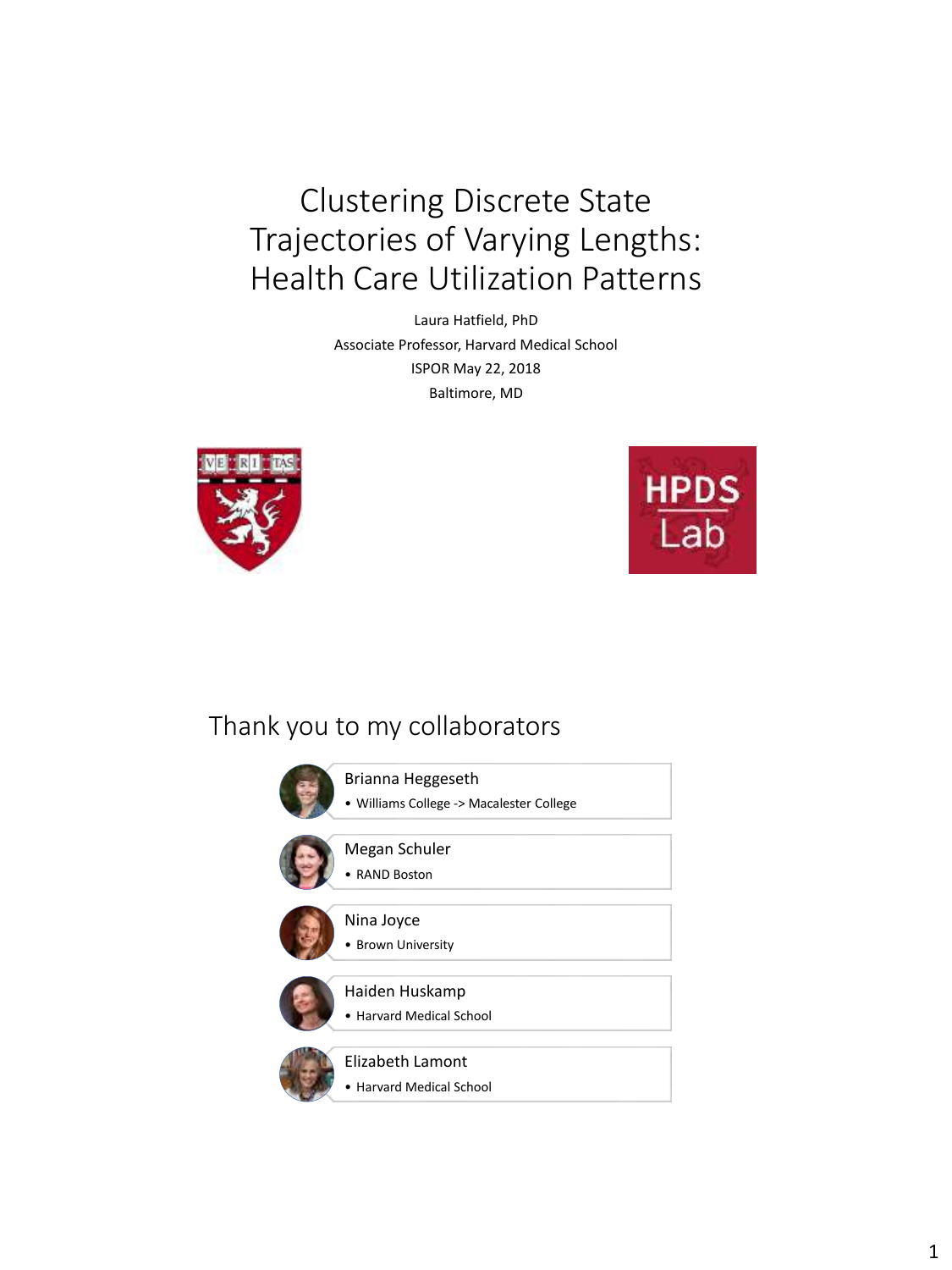# Clustering Discrete State Trajectories of Varying Lengths: Health Care Utilization Patterns

Laura Hatfield, PhD

Associate Professor, Harvard Medical School

ISPOR May 22, 2018

Baltimore, MD

HPDS Lab

## Thank you to my collaborators

- Brianna Heggeseth
  - Williams College -> Macalester College
- Megan Schuler
  - RAND Boston
- Nina Joyce
  - Brown University
- Haiden Huskamp
  - Harvard Medical School
- Elizabeth Lamont
  - Harvard Medical School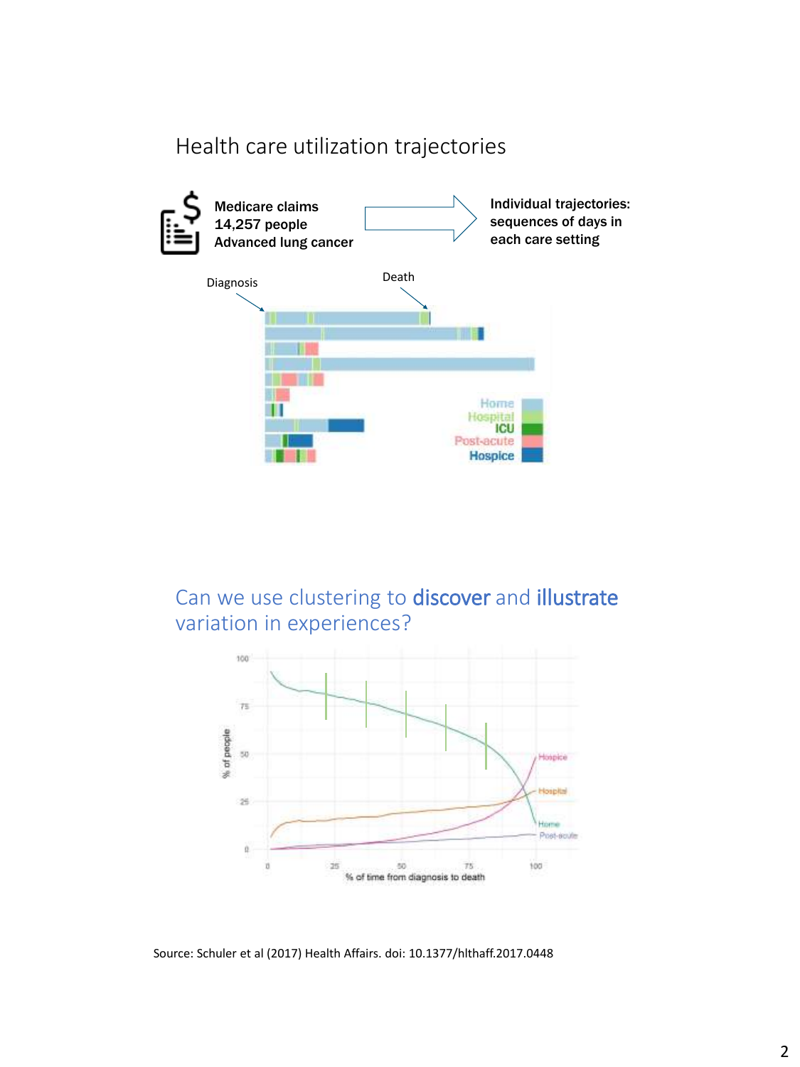# Health care utilization trajectories

**Medicare claims**
**14,257 people**
**Advanced lung cancer**

**Individual trajectories: sequences of days in each care setting**

Diagnosis

Death

Home
Hospital
ICU
Post-acute
Hospice

## Can we use clustering to **discover** and **illustrate** variation in experiences?

% of people

% of time from diagnosis to death

Hospice
Hospital
Home
Post-acute

Source: Schuler et al (2017) Health Affairs. doi: 10.1377/hlthaff.2017.0448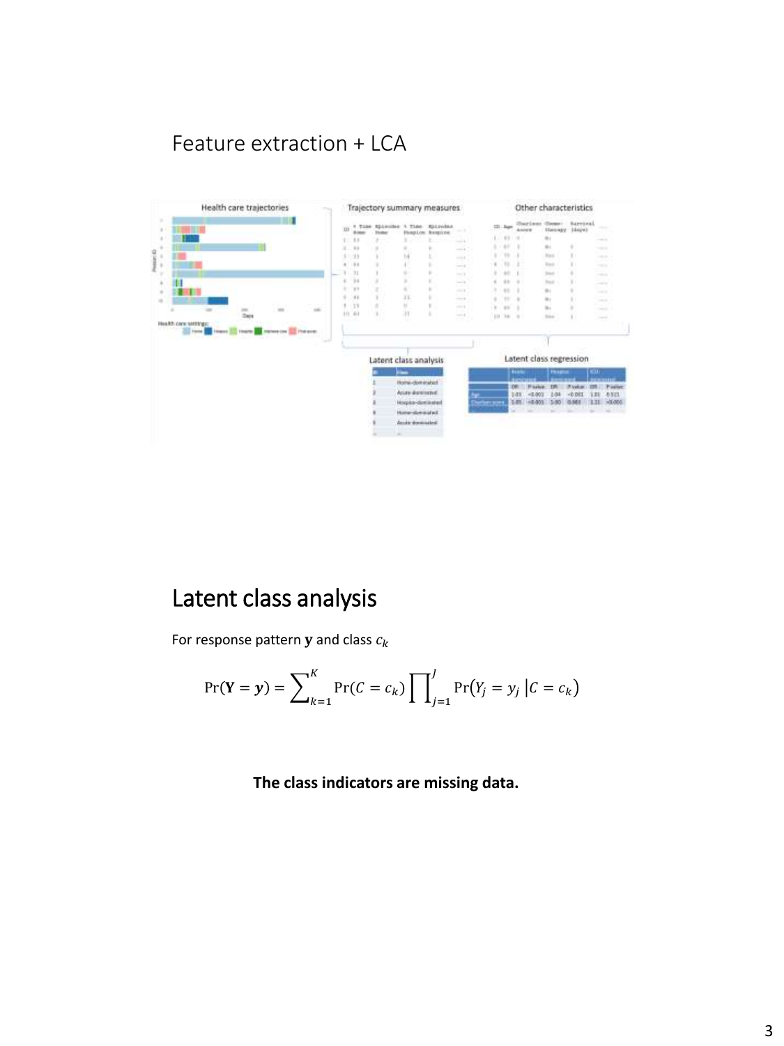## Feature extraction + LCA

# Latent class analysis

For response pattern $\mathbf{y}$ and class $c_k$

$$\Pr(\mathbf{Y} = \boldsymbol{y}) = \sum_{k=1}^{K} \Pr(C = c_k) \prod_{j=1}^{J} \Pr(Y_j = y_j \mid C = c_k)$$

**The class indicators are missing data.**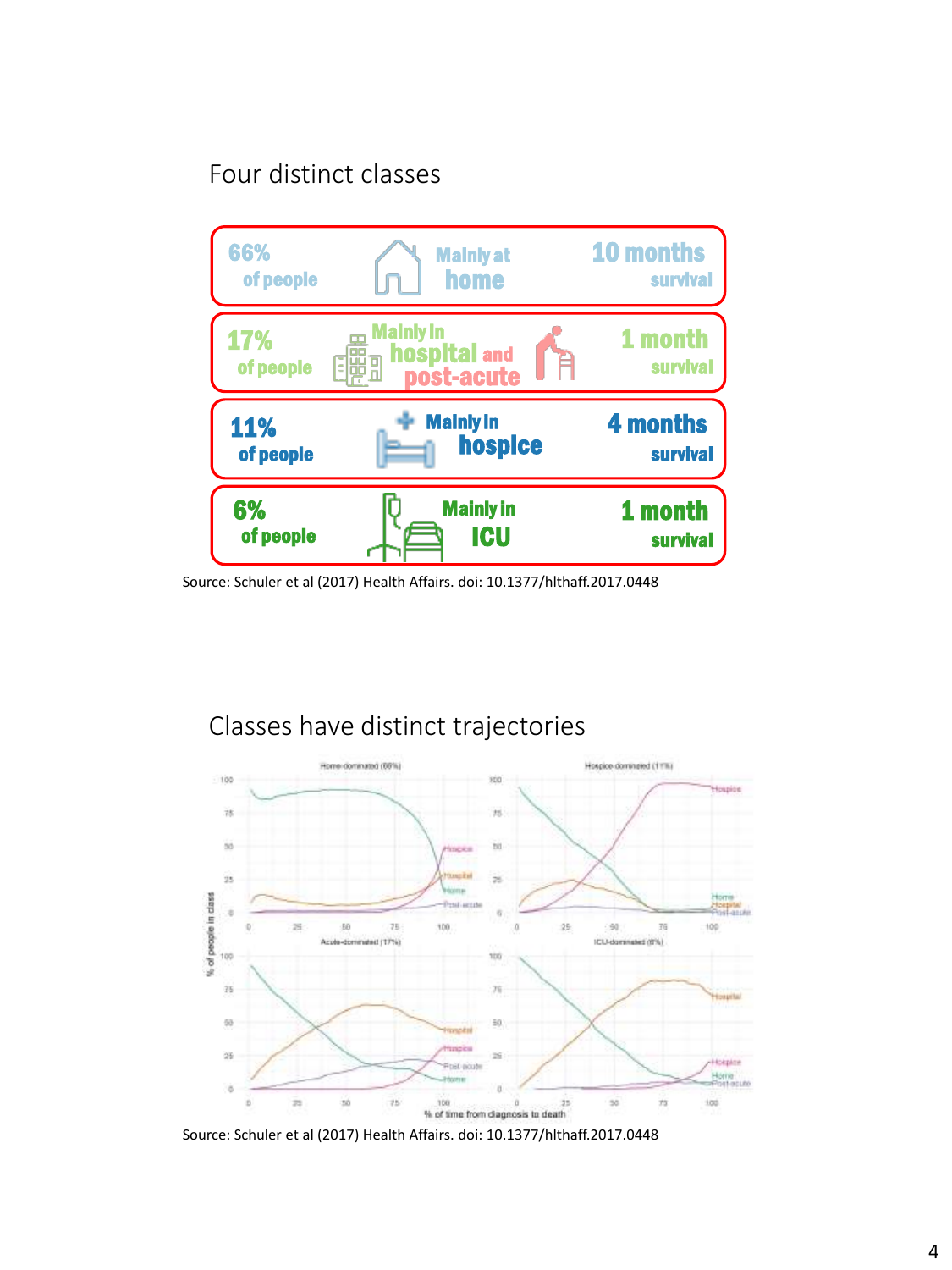## Four distinct classes

| | | |
|---|---|---|
| 66% of people | Mainly at home | 10 months survival |
| 17% of people | Mainly in hospital and post-acute | 1 month survival |
| 11% of people | Mainly in hospice | 4 months survival |
| 6% of people | Mainly in ICU | 1 month survival |

Source: Schuler et al (2017) Health Affairs. doi: 10.1377/hlthaff.2017.0448

## Classes have distinct trajectories

Source: Schuler et al (2017) Health Affairs. doi: 10.1377/hlthaff.2017.0448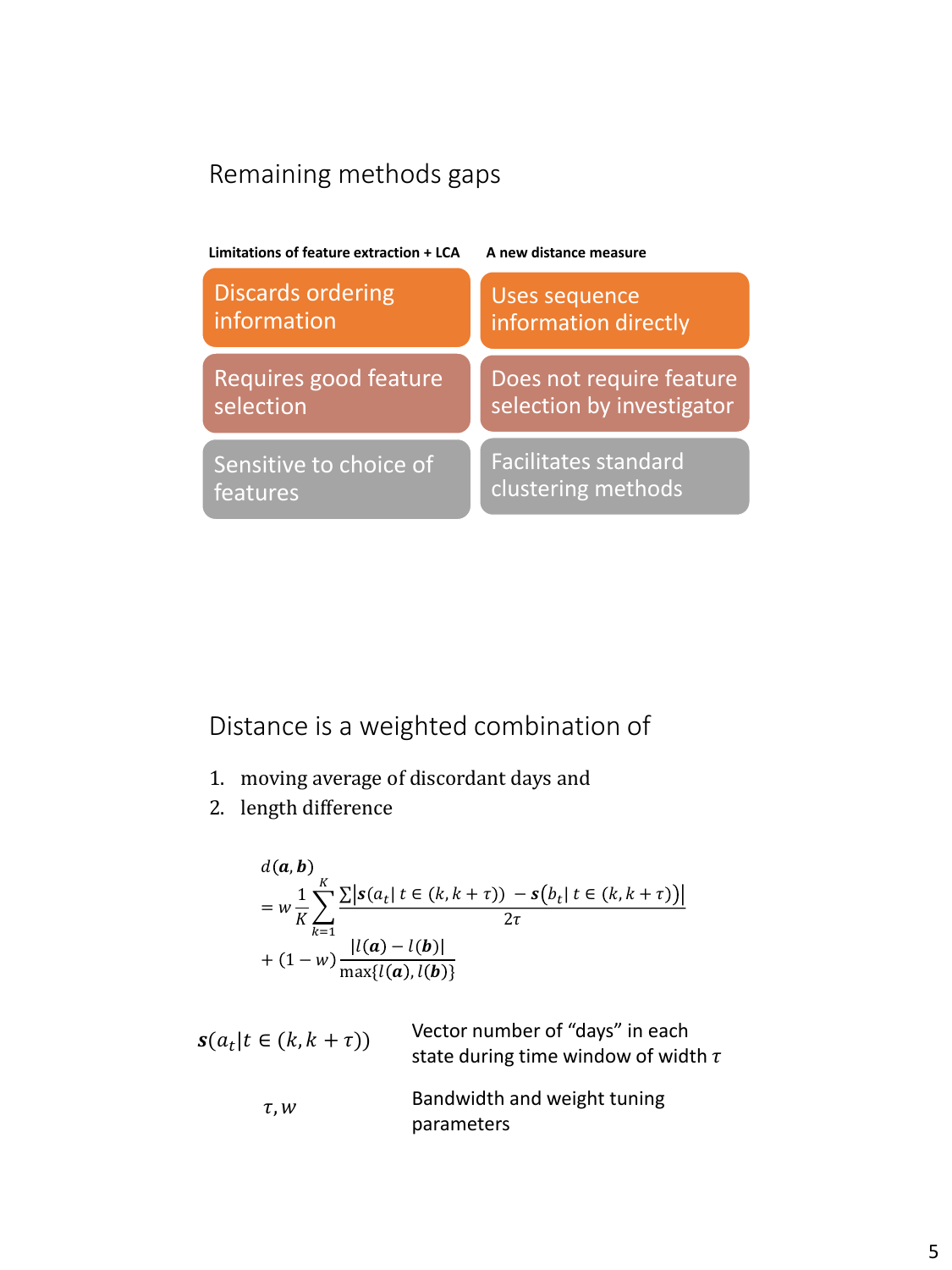## Remaining methods gaps

| Limitations of feature extraction + LCA | A new distance measure |
| --- | --- |
| Discards ordering information | Uses sequence information directly |
| Requires good feature selection | Does not require feature selection by investigator |
| Sensitive to choice of features | Facilitates standard clustering methods |

## Distance is a weighted combination of

1. moving average of discordant days and
2. length difference

$$
\begin{aligned}
&d(\boldsymbol{a}, \boldsymbol{b}) \\
&= w \frac{1}{K} \sum_{k=1}^{K} \frac{\sum \left| \boldsymbol{s}(a_t | \, t \in (k, k+\tau)) \; - \boldsymbol{s}\left(b_t | \, t \in (k, k+\tau)\right) \right|}{2\tau} \\
&+ (1-w) \frac{|l(\boldsymbol{a}) - l(\boldsymbol{b})|}{\max\{l(\boldsymbol{a}), l(\boldsymbol{b})\}}
\end{aligned}
$$

| | |
| --- | --- |
| $\boldsymbol{s}(a_t \| t \in (k, k+\tau))$ | Vector number of "days" in each state during time window of width $\tau$ |
| $\tau, w$ | Bandwidth and weight tuning parameters |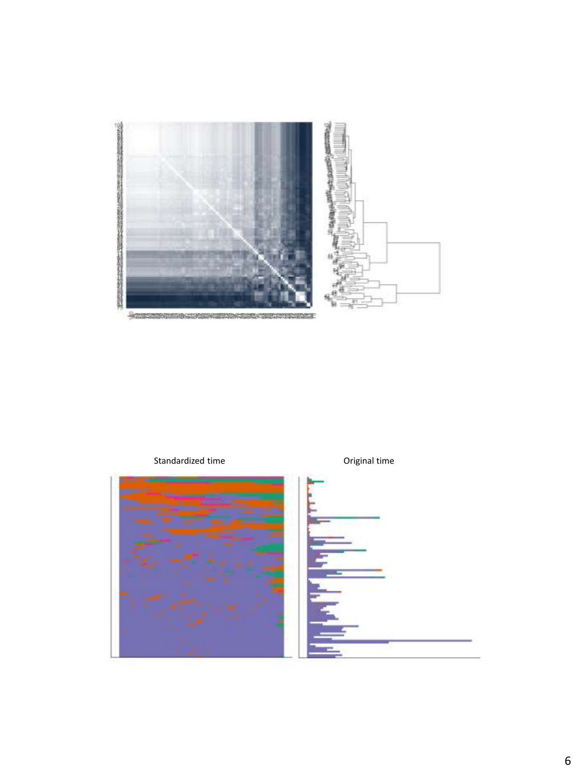Standardized time

Original time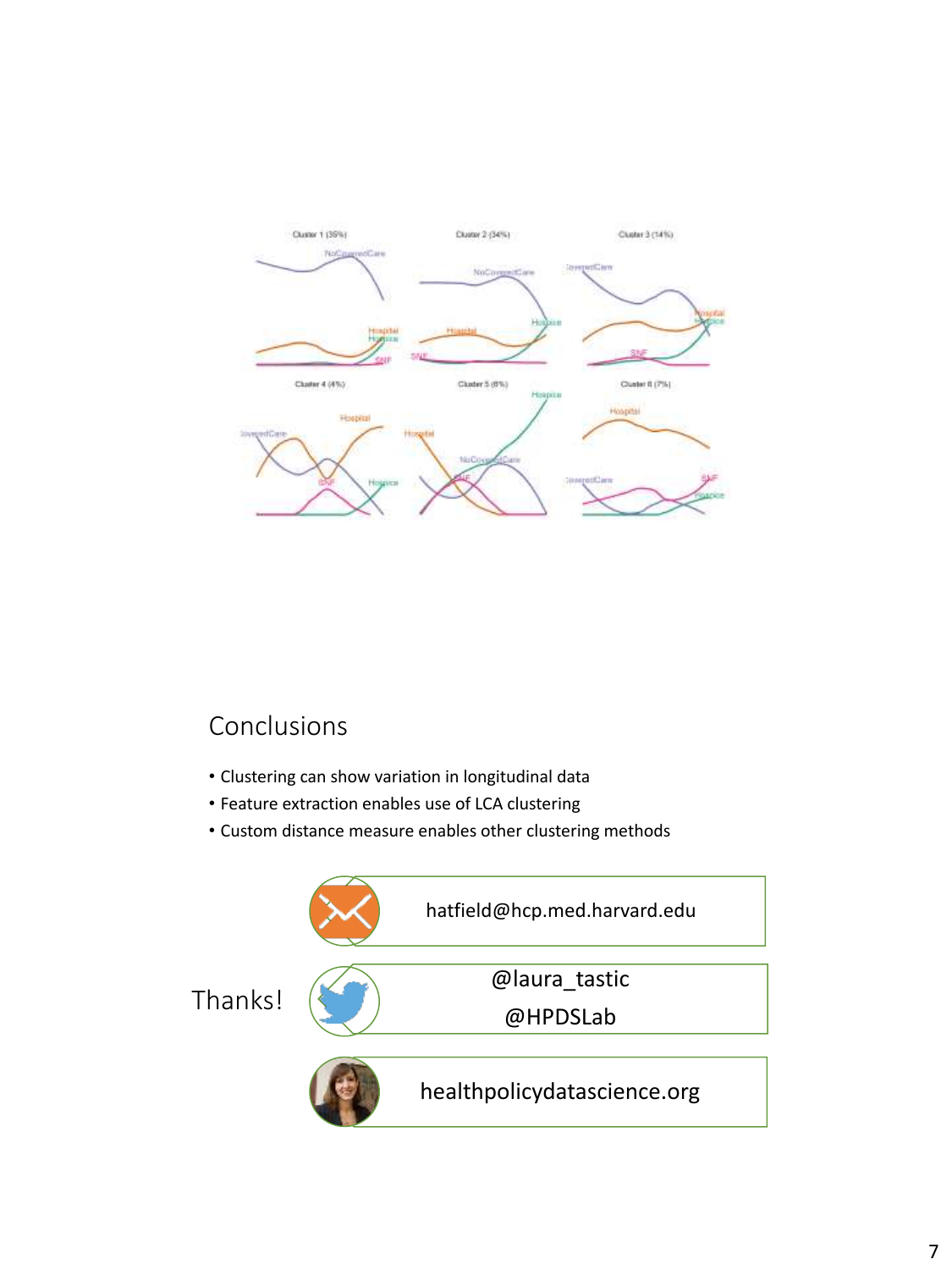Cluster 1 (35%)

NoCoveredCare

Hospital

Hospice

SNF

Cluster 2 (34%)

NoCoveredCare

Hospital

Hospice

SNF

Cluster 3 (14%)

CoveredCare

Hospital

Hospice

SNF

Cluster 4 (4%)

CoveredCare

Hospital

SNF

Hospice

Cluster 5 (6%)

Hospice

Hospital

NoCoveredCare

SNF

Cluster 6 (7%)

Hospital

CoveredCare

SNF

Hospice

## Conclusions

- Clustering can show variation in longitudinal data
- Feature extraction enables use of LCA clustering
- Custom distance measure enables other clustering methods

Thanks!

hatfield@hcp.med.harvard.edu

@laura_tastic

@HPDSLab

healthpolicydatascience.org